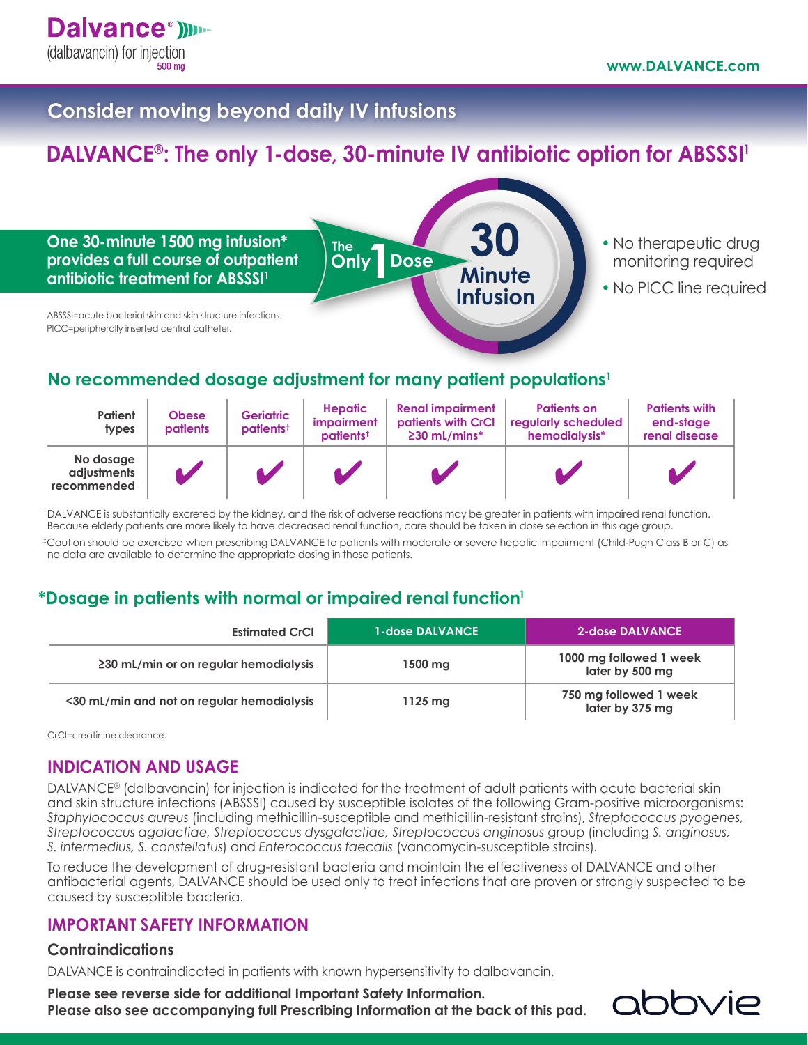**Dalvance®**
(dalbavancin) for injection
500 mg

www.DALVANCE.com

## Consider moving beyond daily IV infusions

# DALVANCE®: The only 1-dose, 30-minute IV antibiotic option for ABSSSI[1]

**One 30-minute 1500 mg infusion* provides a full course of outpatient antibiotic treatment for ABSSSI[1]**

The Only 1 Dose

30 Minute Infusion

- No therapeutic drug monitoring required
- No PICC line required

ABSSSI=acute bacterial skin and skin structure infections.
PICC=peripherally inserted central catheter.

## No recommended dosage adjustment for many patient populations[1]

| Patient types | Obese patients | Geriatric patients† | Hepatic impairment patients‡ | Renal impairment patients with CrCl ≥30 mL/mins* | Patients on regularly scheduled hemodialysis* | Patients with end-stage renal disease |
|---|---|---|---|---|---|---|
| No dosage adjustments recommended | ✔ | ✔ | ✔ | ✔ | ✔ | ✔ |

†DALVANCE is substantially excreted by the kidney, and the risk of adverse reactions may be greater in patients with impaired renal function. Because elderly patients are more likely to have decreased renal function, care should be taken in dose selection in this age group.

‡Caution should be exercised when prescribing DALVANCE to patients with moderate or severe hepatic impairment (Child-Pugh Class B or C) as no data are available to determine the appropriate dosing in these patients.

## *Dosage in patients with normal or impaired renal function[1]

| Estimated CrCl | 1-dose DALVANCE | 2-dose DALVANCE |
|---|---|---|
| ≥30 mL/min or on regular hemodialysis | 1500 mg | 1000 mg followed 1 week later by 500 mg |
| <30 mL/min and not on regular hemodialysis | 1125 mg | 750 mg followed 1 week later by 375 mg |

CrCl=creatinine clearance.

## INDICATION AND USAGE

DALVANCE® (dalbavancin) for injection is indicated for the treatment of adult patients with acute bacterial skin and skin structure infections (ABSSSI) caused by susceptible isolates of the following Gram-positive microorganisms: *Staphylococcus aureus* (including methicillin-susceptible and methicillin-resistant strains), *Streptococcus pyogenes, Streptococcus agalactiae, Streptococcus dysgalactiae, Streptococcus anginosus* group (including *S. anginosus, S. intermedius, S. constellatus*) and *Enterococcus faecalis* (vancomycin-susceptible strains).

To reduce the development of drug-resistant bacteria and maintain the effectiveness of DALVANCE and other antibacterial agents, DALVANCE should be used only to treat infections that are proven or strongly suspected to be caused by susceptible bacteria.

## IMPORTANT SAFETY INFORMATION

### Contraindications

DALVANCE is contraindicated in patients with known hypersensitivity to dalbavancin.

**Please see reverse side for additional Important Safety Information.**
**Please also see accompanying full Prescribing Information at the back of this pad.**

abbvie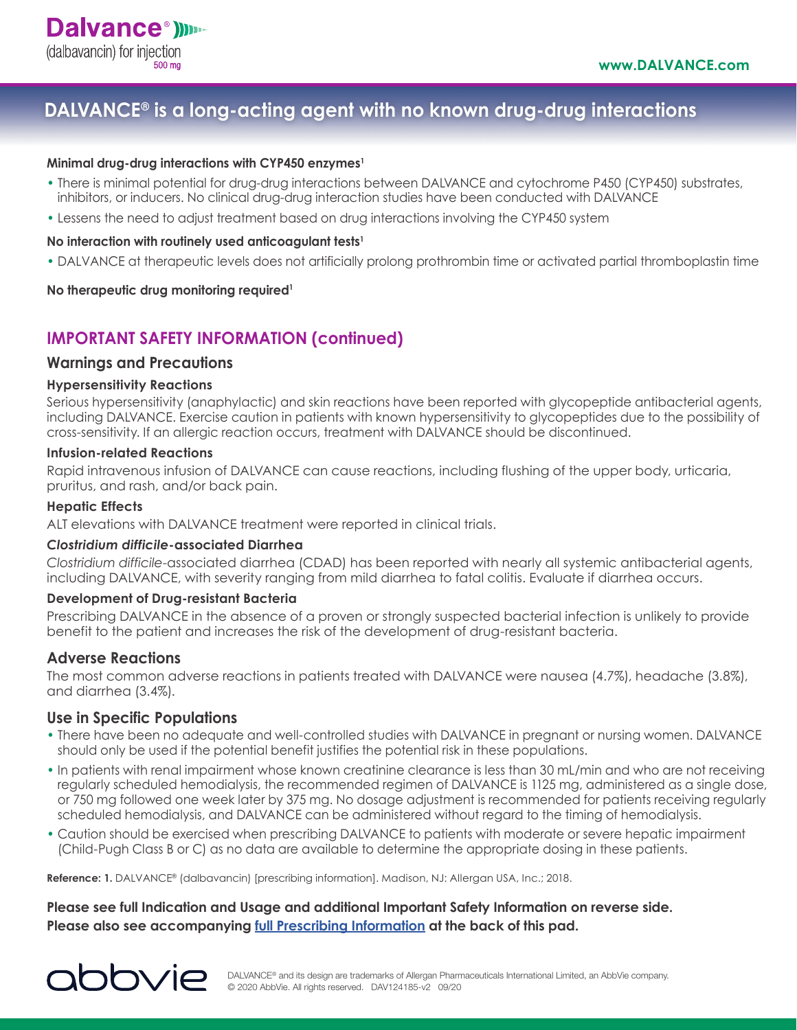Dalvance®

(dalbavancin) for injection 500 mg

www.DALVANCE.com

# DALVANCE® is a long-acting agent with no known drug-drug interactions

**Minimal drug-drug interactions with CYP450 enzymes[1]**

- There is minimal potential for drug-drug interactions between DALVANCE and cytochrome P450 (CYP450) substrates, inhibitors, or inducers. No clinical drug-drug interaction studies have been conducted with DALVANCE
- Lessens the need to adjust treatment based on drug interactions involving the CYP450 system

**No interaction with routinely used anticoagulant tests[1]**

- DALVANCE at therapeutic levels does not artificially prolong prothrombin time or activated partial thromboplastin time

**No therapeutic drug monitoring required[1]**

## IMPORTANT SAFETY INFORMATION (continued)

### Warnings and Precautions

**Hypersensitivity Reactions**

Serious hypersensitivity (anaphylactic) and skin reactions have been reported with glycopeptide antibacterial agents, including DALVANCE. Exercise caution in patients with known hypersensitivity to glycopeptides due to the possibility of cross-sensitivity. If an allergic reaction occurs, treatment with DALVANCE should be discontinued.

**Infusion-related Reactions**

Rapid intravenous infusion of DALVANCE can cause reactions, including flushing of the upper body, urticaria, pruritus, and rash, and/or back pain.

**Hepatic Effects**

ALT elevations with DALVANCE treatment were reported in clinical trials.

***Clostridium difficile*-associated Diarrhea**

*Clostridium difficile*-associated diarrhea (CDAD) has been reported with nearly all systemic antibacterial agents, including DALVANCE, with severity ranging from mild diarrhea to fatal colitis. Evaluate if diarrhea occurs.

**Development of Drug-resistant Bacteria**

Prescribing DALVANCE in the absence of a proven or strongly suspected bacterial infection is unlikely to provide benefit to the patient and increases the risk of the development of drug-resistant bacteria.

### Adverse Reactions

The most common adverse reactions in patients treated with DALVANCE were nausea (4.7%), headache (3.8%), and diarrhea (3.4%).

### Use in Specific Populations

- There have been no adequate and well-controlled studies with DALVANCE in pregnant or nursing women. DALVANCE should only be used if the potential benefit justifies the potential risk in these populations.
- In patients with renal impairment whose known creatinine clearance is less than 30 mL/min and who are not receiving regularly scheduled hemodialysis, the recommended regimen of DALVANCE is 1125 mg, administered as a single dose, or 750 mg followed one week later by 375 mg. No dosage adjustment is recommended for patients receiving regularly scheduled hemodialysis, and DALVANCE can be administered without regard to the timing of hemodialysis.
- Caution should be exercised when prescribing DALVANCE to patients with moderate or severe hepatic impairment (Child-Pugh Class B or C) as no data are available to determine the appropriate dosing in these patients.

**Reference: 1.** DALVANCE® (dalbavancin) [prescribing information]. Madison, NJ: Allergan USA, Inc.; 2018.

**Please see full Indication and Usage and additional Important Safety Information on reverse side.**
**Please also see accompanying full Prescribing Information at the back of this pad.**

abbvie

DALVANCE® and its design are trademarks of Allergan Pharmaceuticals International Limited, an AbbVie company. © 2020 AbbVie. All rights reserved. DAV124185-v2 09/20